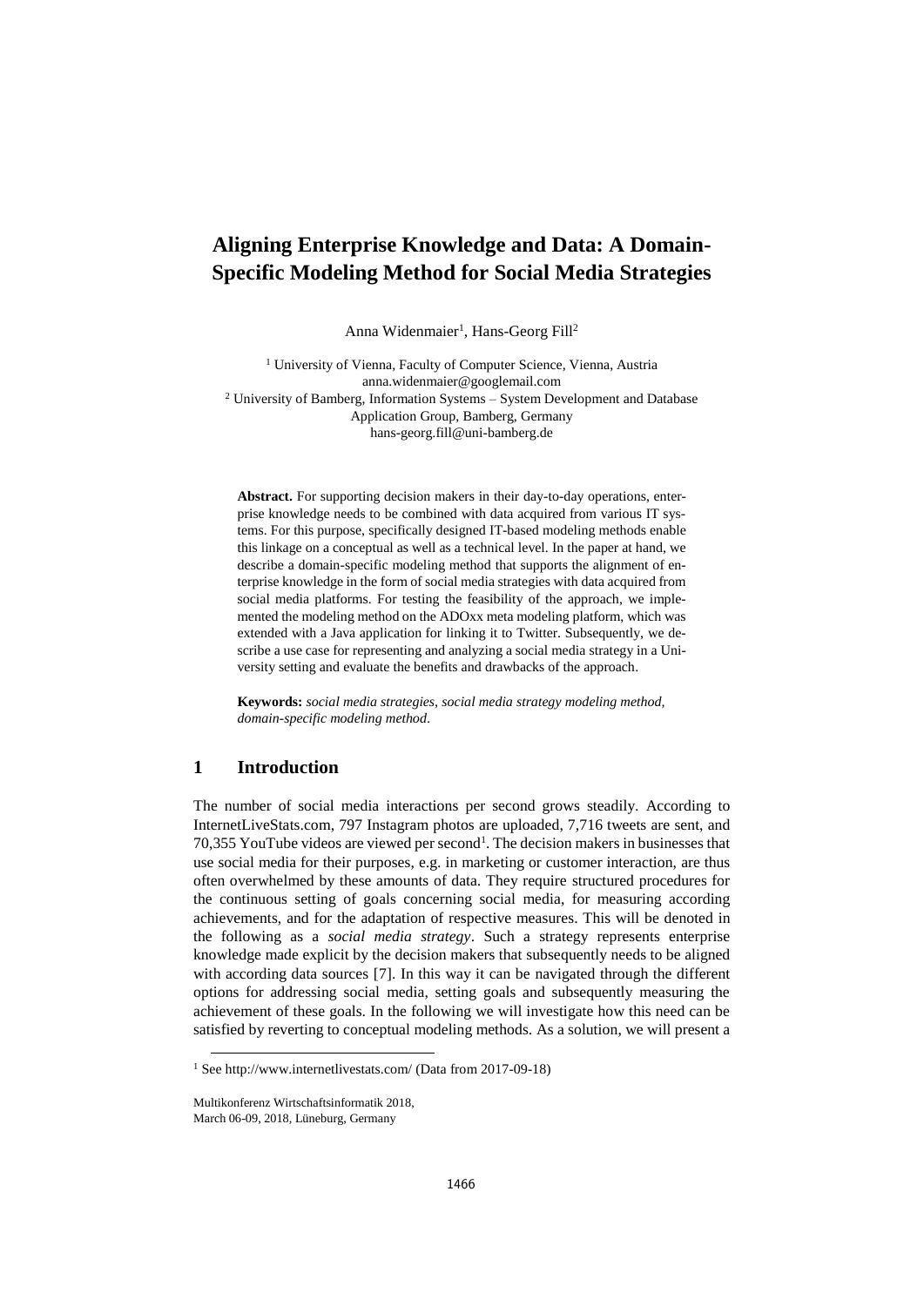# Aligning Enterprise Knowledge and Data: A Domain-Specific Modeling Method for Social Media Strategies

Anna Widenmaier[1], Hans-Georg Fill[2]

[1] University of Vienna, Faculty of Computer Science, Vienna, Austria
anna.widenmaier@googlemail.com
[2] University of Bamberg, Information Systems – System Development and Database Application Group, Bamberg, Germany
hans-georg.fill@uni-bamberg.de

**Abstract.** For supporting decision makers in their day-to-day operations, enterprise knowledge needs to be combined with data acquired from various IT systems. For this purpose, specifically designed IT-based modeling methods enable this linkage on a conceptual as well as a technical level. In the paper at hand, we describe a domain-specific modeling method that supports the alignment of enterprise knowledge in the form of social media strategies with data acquired from social media platforms. For testing the feasibility of the approach, we implemented the modeling method on the ADOxx meta modeling platform, which was extended with a Java application for linking it to Twitter. Subsequently, we describe a use case for representing and analyzing a social media strategy in a University setting and evaluate the benefits and drawbacks of the approach.

**Keywords:** *social media strategies, social media strategy modeling method, domain-specific modeling method.*

## 1 Introduction

The number of social media interactions per second grows steadily. According to InternetLiveStats.com, 797 Instagram photos are uploaded, 7,716 tweets are sent, and 70,355 YouTube videos are viewed per second[1]. The decision makers in businesses that use social media for their purposes, e.g. in marketing or customer interaction, are thus often overwhelmed by these amounts of data. They require structured procedures for the continuous setting of goals concerning social media, for measuring according achievements, and for the adaptation of respective measures. This will be denoted in the following as a *social media strategy*. Such a strategy represents enterprise knowledge made explicit by the decision makers that subsequently needs to be aligned with according data sources [7]. In this way it can be navigated through the different options for addressing social media, setting goals and subsequently measuring the achievement of these goals. In the following we will investigate how this need can be satisfied by reverting to conceptual modeling methods. As a solution, we will present a

[1] See http://www.internetlivestats.com/ (Data from 2017-09-18)

Multikonferenz Wirtschaftsinformatik 2018,
March 06-09, 2018, Lüneburg, Germany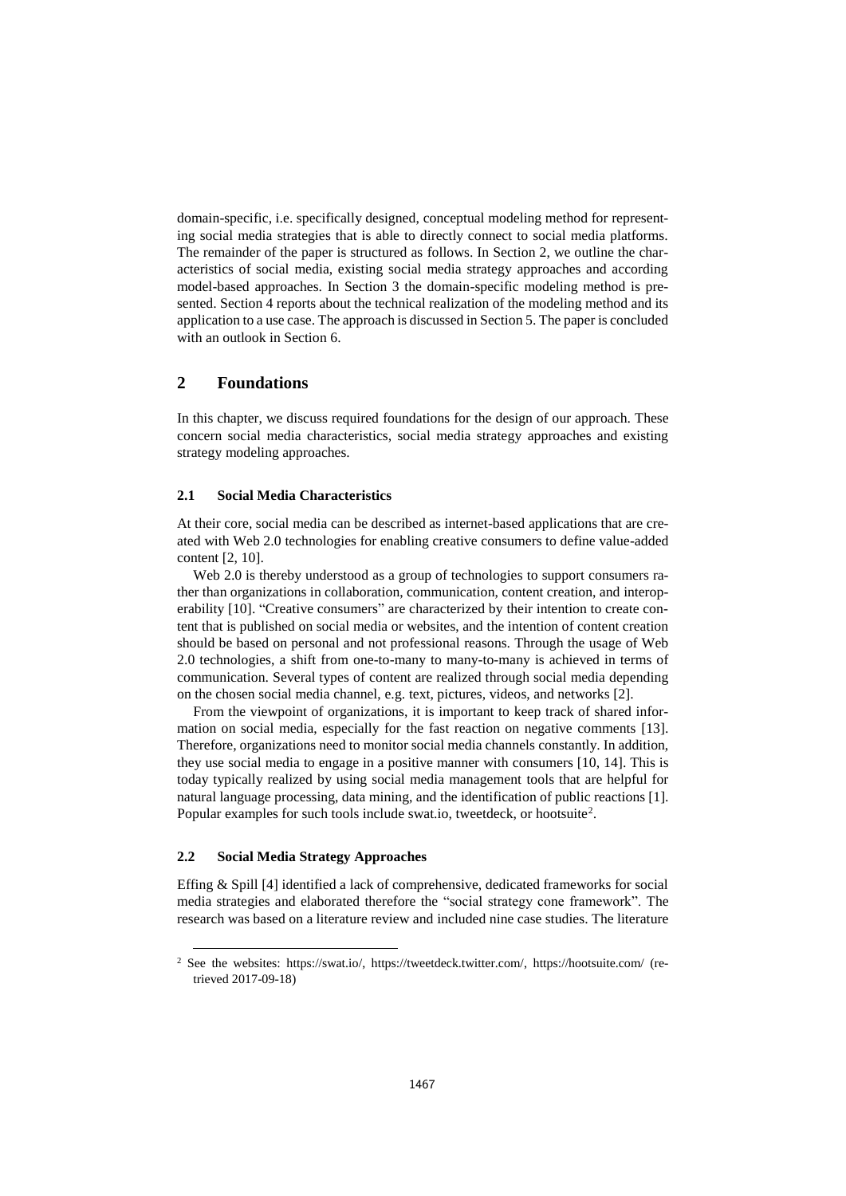domain-specific, i.e. specifically designed, conceptual modeling method for representing social media strategies that is able to directly connect to social media platforms. The remainder of the paper is structured as follows. In Section 2, we outline the characteristics of social media, existing social media strategy approaches and according model-based approaches. In Section 3 the domain-specific modeling method is presented. Section 4 reports about the technical realization of the modeling method and its application to a use case. The approach is discussed in Section 5. The paper is concluded with an outlook in Section 6.

## 2 Foundations

In this chapter, we discuss required foundations for the design of our approach. These concern social media characteristics, social media strategy approaches and existing strategy modeling approaches.

### 2.1 Social Media Characteristics

At their core, social media can be described as internet-based applications that are created with Web 2.0 technologies for enabling creative consumers to define value-added content [2, 10].

Web 2.0 is thereby understood as a group of technologies to support consumers rather than organizations in collaboration, communication, content creation, and interoperability [10]. "Creative consumers" are characterized by their intention to create content that is published on social media or websites, and the intention of content creation should be based on personal and not professional reasons. Through the usage of Web 2.0 technologies, a shift from one-to-many to many-to-many is achieved in terms of communication. Several types of content are realized through social media depending on the chosen social media channel, e.g. text, pictures, videos, and networks [2].

From the viewpoint of organizations, it is important to keep track of shared information on social media, especially for the fast reaction on negative comments [13]. Therefore, organizations need to monitor social media channels constantly. In addition, they use social media to engage in a positive manner with consumers [10, 14]. This is today typically realized by using social media management tools that are helpful for natural language processing, data mining, and the identification of public reactions [1]. Popular examples for such tools include swat.io, tweetdeck, or hootsuite[2].

### 2.2 Social Media Strategy Approaches

Effing & Spill [4] identified a lack of comprehensive, dedicated frameworks for social media strategies and elaborated therefore the "social strategy cone framework". The research was based on a literature review and included nine case studies. The literature

[2] See the websites: https://swat.io/, https://tweetdeck.twitter.com/, https://hootsuite.com/ (retrieved 2017-09-18)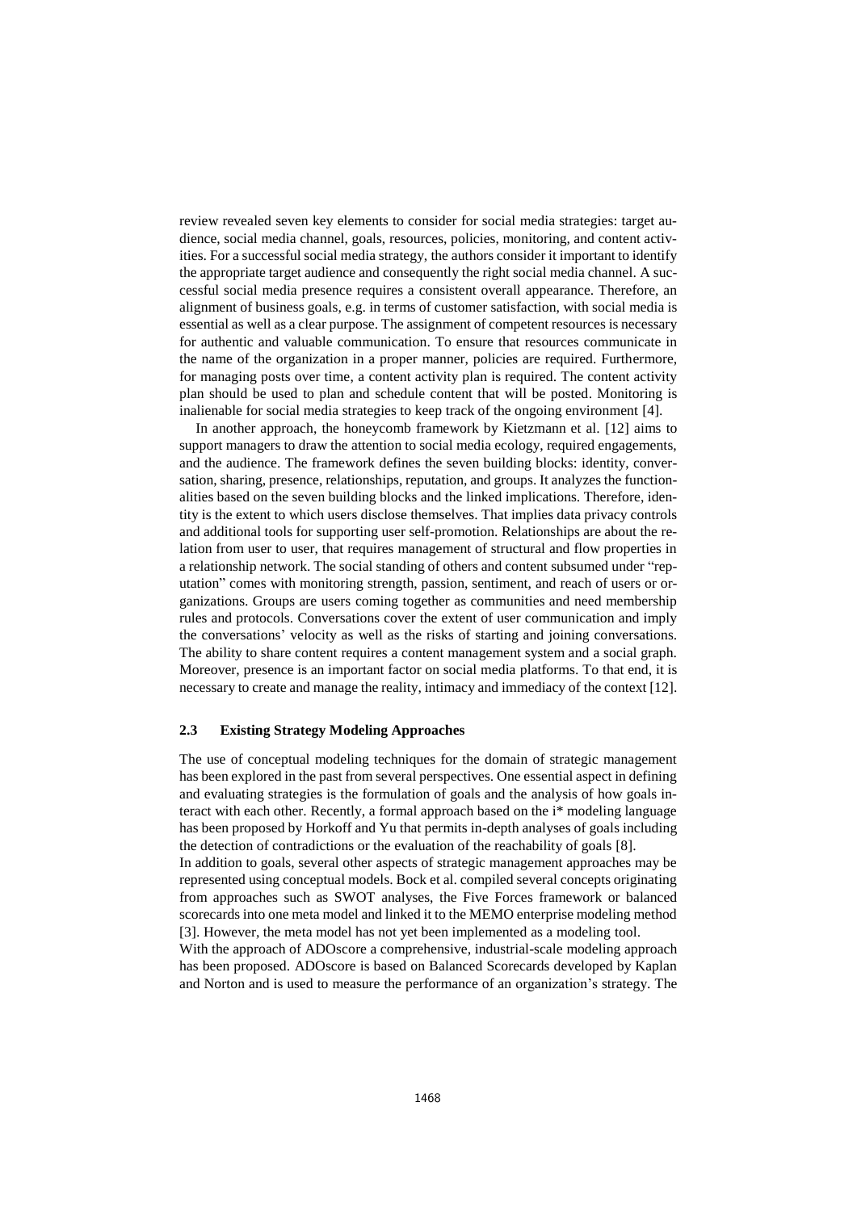review revealed seven key elements to consider for social media strategies: target audience, social media channel, goals, resources, policies, monitoring, and content activities. For a successful social media strategy, the authors consider it important to identify the appropriate target audience and consequently the right social media channel. A successful social media presence requires a consistent overall appearance. Therefore, an alignment of business goals, e.g. in terms of customer satisfaction, with social media is essential as well as a clear purpose. The assignment of competent resources is necessary for authentic and valuable communication. To ensure that resources communicate in the name of the organization in a proper manner, policies are required. Furthermore, for managing posts over time, a content activity plan is required. The content activity plan should be used to plan and schedule content that will be posted. Monitoring is inalienable for social media strategies to keep track of the ongoing environment [4].

In another approach, the honeycomb framework by Kietzmann et al. [12] aims to support managers to draw the attention to social media ecology, required engagements, and the audience. The framework defines the seven building blocks: identity, conversation, sharing, presence, relationships, reputation, and groups. It analyzes the functionalities based on the seven building blocks and the linked implications. Therefore, identity is the extent to which users disclose themselves. That implies data privacy controls and additional tools for supporting user self-promotion. Relationships are about the relation from user to user, that requires management of structural and flow properties in a relationship network. The social standing of others and content subsumed under "reputation" comes with monitoring strength, passion, sentiment, and reach of users or organizations. Groups are users coming together as communities and need membership rules and protocols. Conversations cover the extent of user communication and imply the conversations' velocity as well as the risks of starting and joining conversations. The ability to share content requires a content management system and a social graph. Moreover, presence is an important factor on social media platforms. To that end, it is necessary to create and manage the reality, intimacy and immediacy of the context [12].

### 2.3 Existing Strategy Modeling Approaches

The use of conceptual modeling techniques for the domain of strategic management has been explored in the past from several perspectives. One essential aspect in defining and evaluating strategies is the formulation of goals and the analysis of how goals interact with each other. Recently, a formal approach based on the i* modeling language has been proposed by Horkoff and Yu that permits in-depth analyses of goals including the detection of contradictions or the evaluation of the reachability of goals [8].

In addition to goals, several other aspects of strategic management approaches may be represented using conceptual models. Bock et al. compiled several concepts originating from approaches such as SWOT analyses, the Five Forces framework or balanced scorecards into one meta model and linked it to the MEMO enterprise modeling method [3]. However, the meta model has not yet been implemented as a modeling tool.

With the approach of ADOscore a comprehensive, industrial-scale modeling approach has been proposed. ADOscore is based on Balanced Scorecards developed by Kaplan and Norton and is used to measure the performance of an organization's strategy. The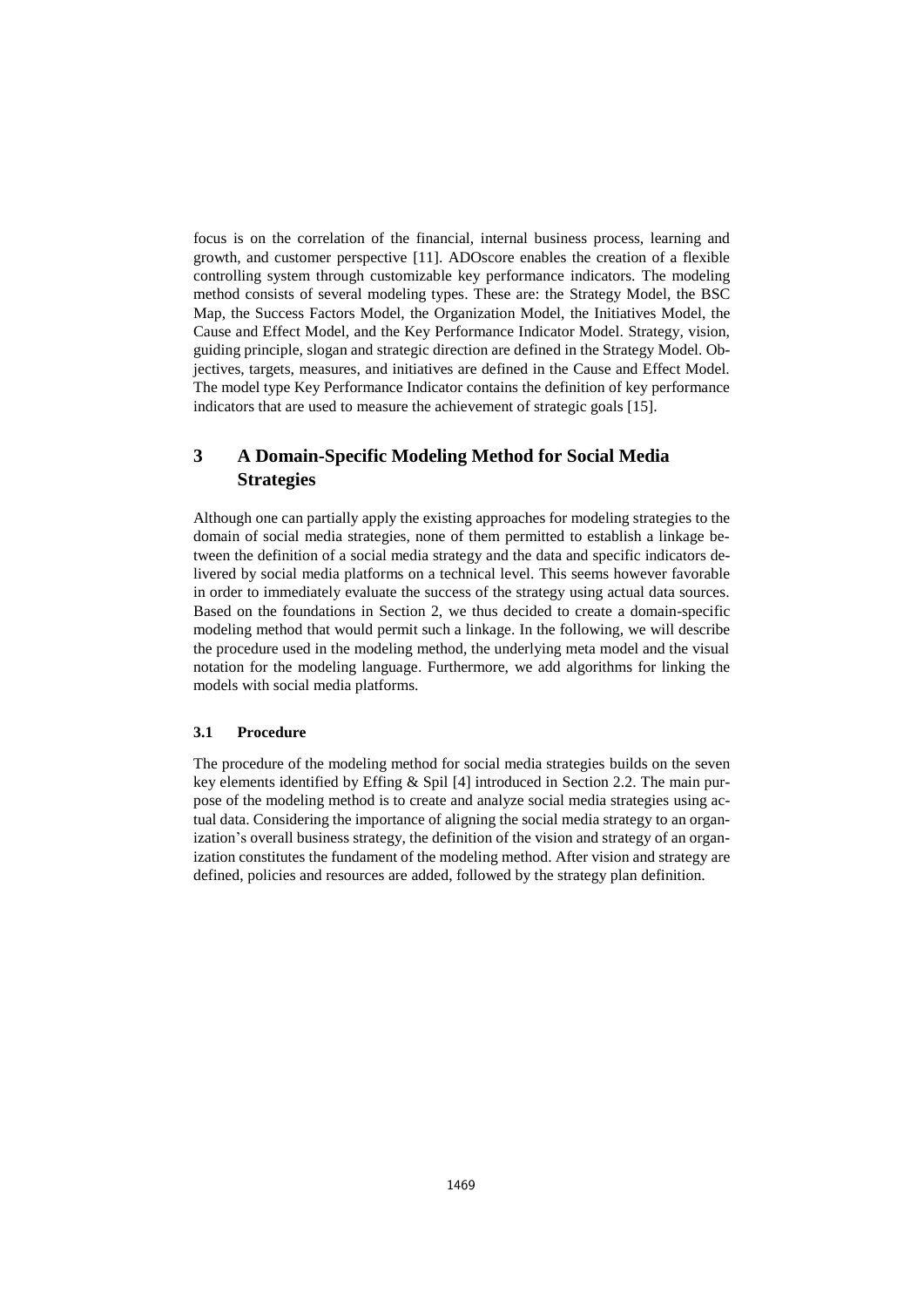focus is on the correlation of the financial, internal business process, learning and growth, and customer perspective [11]. ADOscore enables the creation of a flexible controlling system through customizable key performance indicators. The modeling method consists of several modeling types. These are: the Strategy Model, the BSC Map, the Success Factors Model, the Organization Model, the Initiatives Model, the Cause and Effect Model, and the Key Performance Indicator Model. Strategy, vision, guiding principle, slogan and strategic direction are defined in the Strategy Model. Objectives, targets, measures, and initiatives are defined in the Cause and Effect Model. The model type Key Performance Indicator contains the definition of key performance indicators that are used to measure the achievement of strategic goals [15].

## 3 A Domain-Specific Modeling Method for Social Media Strategies

Although one can partially apply the existing approaches for modeling strategies to the domain of social media strategies, none of them permitted to establish a linkage between the definition of a social media strategy and the data and specific indicators delivered by social media platforms on a technical level. This seems however favorable in order to immediately evaluate the success of the strategy using actual data sources. Based on the foundations in Section 2, we thus decided to create a domain-specific modeling method that would permit such a linkage. In the following, we will describe the procedure used in the modeling method, the underlying meta model and the visual notation for the modeling language. Furthermore, we add algorithms for linking the models with social media platforms.

### 3.1 Procedure

The procedure of the modeling method for social media strategies builds on the seven key elements identified by Effing & Spil [4] introduced in Section 2.2. The main purpose of the modeling method is to create and analyze social media strategies using actual data. Considering the importance of aligning the social media strategy to an organization's overall business strategy, the definition of the vision and strategy of an organization constitutes the fundament of the modeling method. After vision and strategy are defined, policies and resources are added, followed by the strategy plan definition.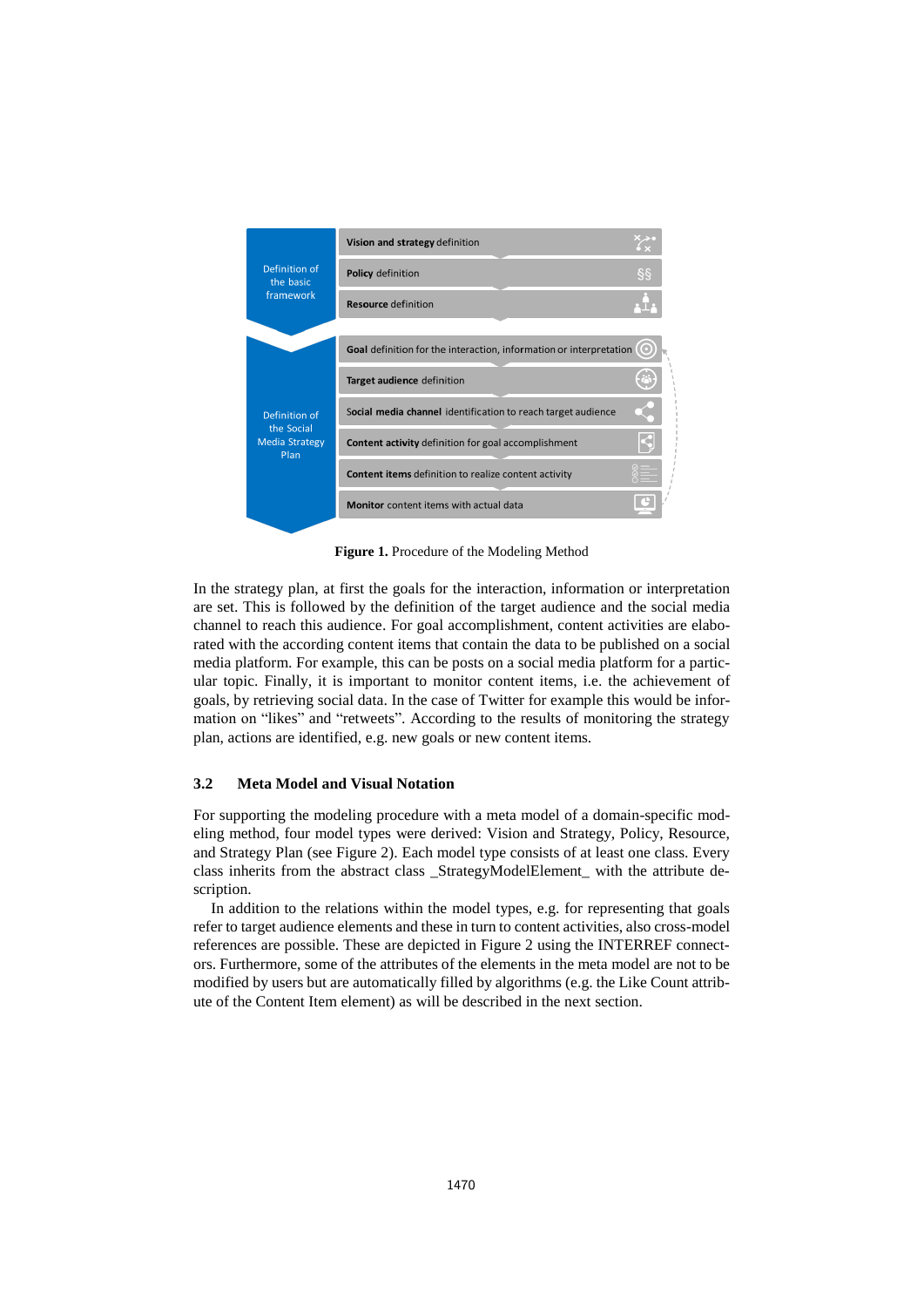Definition of the basic framework

Vision and strategy definition

Policy definition

Resource definition

Definition of the Social Media Strategy Plan

Goal definition for the interaction, information or interpretation

Target audience definition

Social media channel identification to reach target audience

Content activity definition for goal accomplishment

Content items definition to realize content activity

Monitor content items with actual data

**Figure 1.** Procedure of the Modeling Method

In the strategy plan, at first the goals for the interaction, information or interpretation are set. This is followed by the definition of the target audience and the social media channel to reach this audience. For goal accomplishment, content activities are elaborated with the according content items that contain the data to be published on a social media platform. For example, this can be posts on a social media platform for a particular topic. Finally, it is important to monitor content items, i.e. the achievement of goals, by retrieving social data. In the case of Twitter for example this would be information on "likes" and "retweets". According to the results of monitoring the strategy plan, actions are identified, e.g. new goals or new content items.

### 3.2 Meta Model and Visual Notation

For supporting the modeling procedure with a meta model of a domain-specific modeling method, four model types were derived: Vision and Strategy, Policy, Resource, and Strategy Plan (see Figure 2). Each model type consists of at least one class. Every class inherits from the abstract class _StrategyModelElement_ with the attribute description.

In addition to the relations within the model types, e.g. for representing that goals refer to target audience elements and these in turn to content activities, also cross-model references are possible. These are depicted in Figure 2 using the INTERREF connectors. Furthermore, some of the attributes of the elements in the meta model are not to be modified by users but are automatically filled by algorithms (e.g. the Like Count attribute of the Content Item element) as will be described in the next section.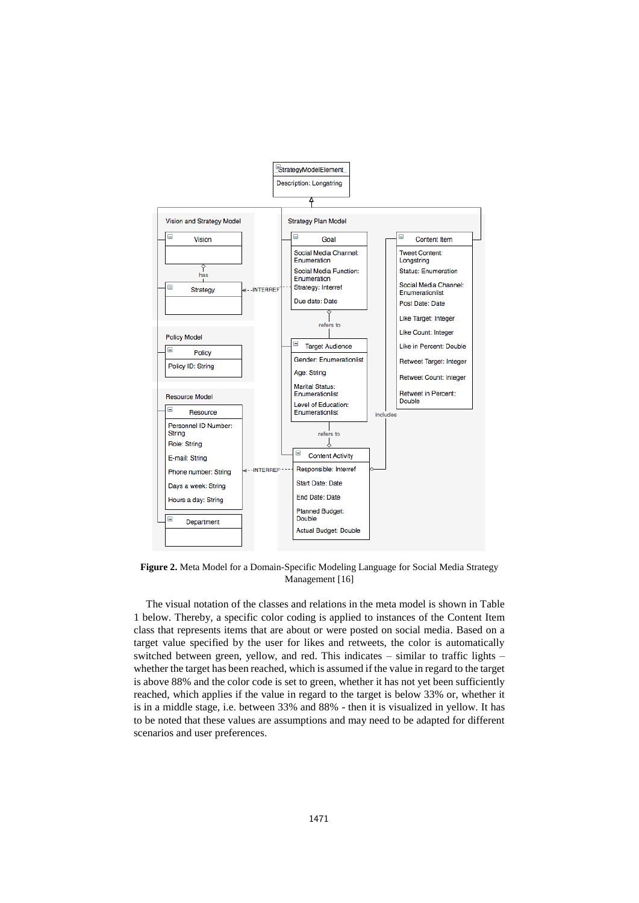StrategyModelElement

Description: Longstring

Vision and Strategy Model

Vision

has

Strategy

INTERREF

Policy Model

Policy

Policy ID: String

Resource Model

Resource

Personnel ID Number: String

Role: String

E-mail: String

Phone number: String

Days a week: String

Hours a day: String

Department

INTERREF

Strategy Plan Model

Goal

Social Media Channel: Enumeration

Social Media Function: Enumeration

Strategy: Interref

Due date: Date

refers to

Target Audience

Gender: Enumerationlist

Age: String

Marital Status: Enumerationlist

Level of Education: Enumerationlist

refers to

Content Activity

Responsible: Interref

Start Date: Date

End Date: Date

Planned Budget: Double

Actual Budget: Double

Content Item

Tweet Content: Longstring

Status: Enumeration

Social Media Channel: Enumerationlist

Post Date: Date

Like Target: Integer

Like Count: Integer

Like in Percent: Double

Retweet Target: Integer

Retweet Count: Integer

Retweet in Percent: Double

includes

**Figure 2.** Meta Model for a Domain-Specific Modeling Language for Social Media Strategy Management [16]

The visual notation of the classes and relations in the meta model is shown in Table 1 below. Thereby, a specific color coding is applied to instances of the Content Item class that represents items that are about or were posted on social media. Based on a target value specified by the user for likes and retweets, the color is automatically switched between green, yellow, and red. This indicates – similar to traffic lights – whether the target has been reached, which is assumed if the value in regard to the target is above 88% and the color code is set to green, whether it has not yet been sufficiently reached, which applies if the value in regard to the target is below 33% or, whether it is in a middle stage, i.e. between 33% and 88% - then it is visualized in yellow. It has to be noted that these values are assumptions and may need to be adapted for different scenarios and user preferences.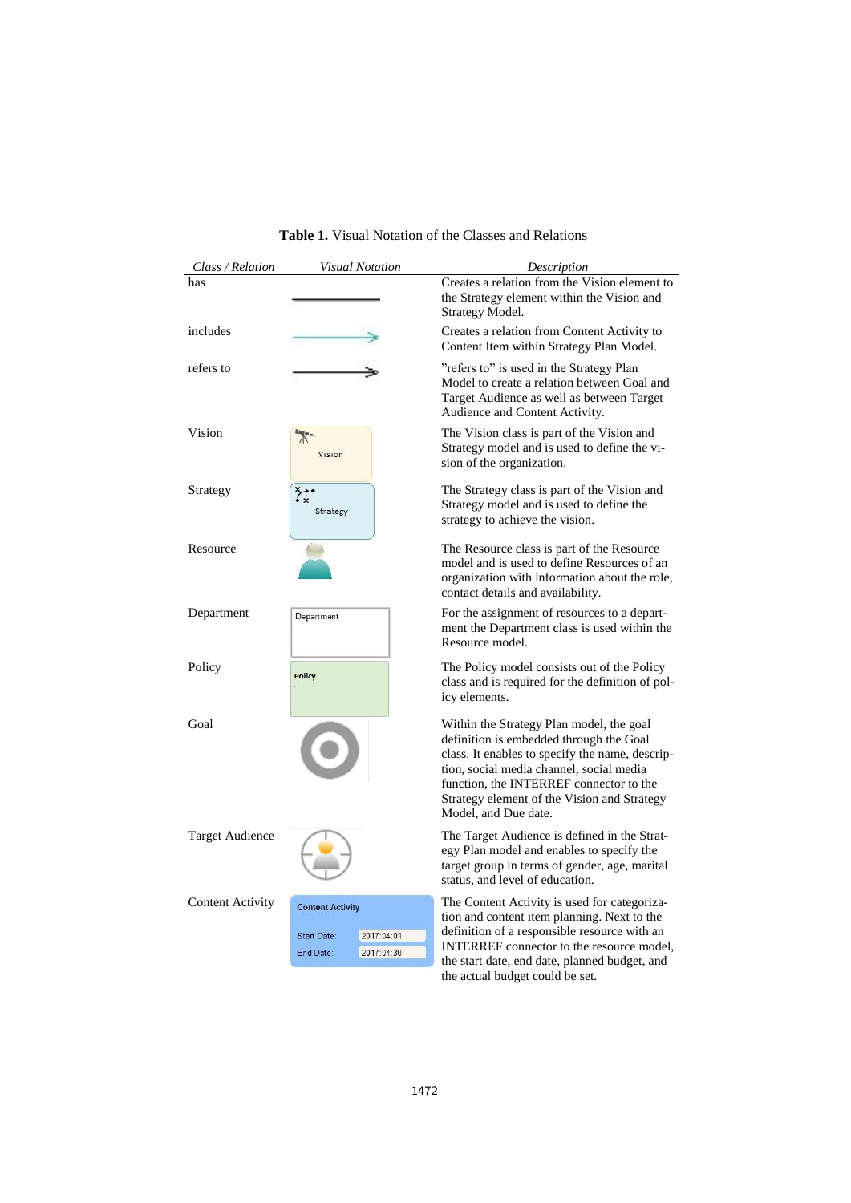**Table 1.** Visual Notation of the Classes and Relations

| *Class / Relation* | *Visual Notation* | *Description* |
|---|---|---|
| has | | Creates a relation from the Vision element to the Strategy element within the Vision and Strategy Model. |
| includes | | Creates a relation from Content Activity to Content Item within Strategy Plan Model. |
| refers to | | "refers to" is used in the Strategy Plan Model to create a relation between Goal and Target Audience as well as between Target Audience and Content Activity. |
| Vision | Vision | The Vision class is part of the Vision and Strategy model and is used to define the vision of the organization. |
| Strategy | Strategy | The Strategy class is part of the Vision and Strategy model and is used to define the strategy to achieve the vision. |
| Resource | | The Resource class is part of the Resource model and is used to define Resources of an organization with information about the role, contact details and availability. |
| Department | Department | For the assignment of resources to a department the Department class is used within the Resource model. |
| Policy | Policy | The Policy model consists out of the Policy class and is required for the definition of policy elements. |
| Goal | | Within the Strategy Plan model, the goal definition is embedded through the Goal class. It enables to specify the name, description, social media channel, social media function, the INTERREF connector to the Strategy element of the Vision and Strategy Model, and Due date. |
| Target Audience | | The Target Audience is defined in the Strategy Plan model and enables to specify the target group in terms of gender, age, marital status, and level of education. |
| Content Activity | Content Activity<br>Start Date: 2017:04:01<br>End Date: 2017:04:30 | The Content Activity is used for categorization and content item planning. Next to the definition of a responsible resource with an INTERREF connector to the resource model, the start date, end date, planned budget, and the actual budget could be set. |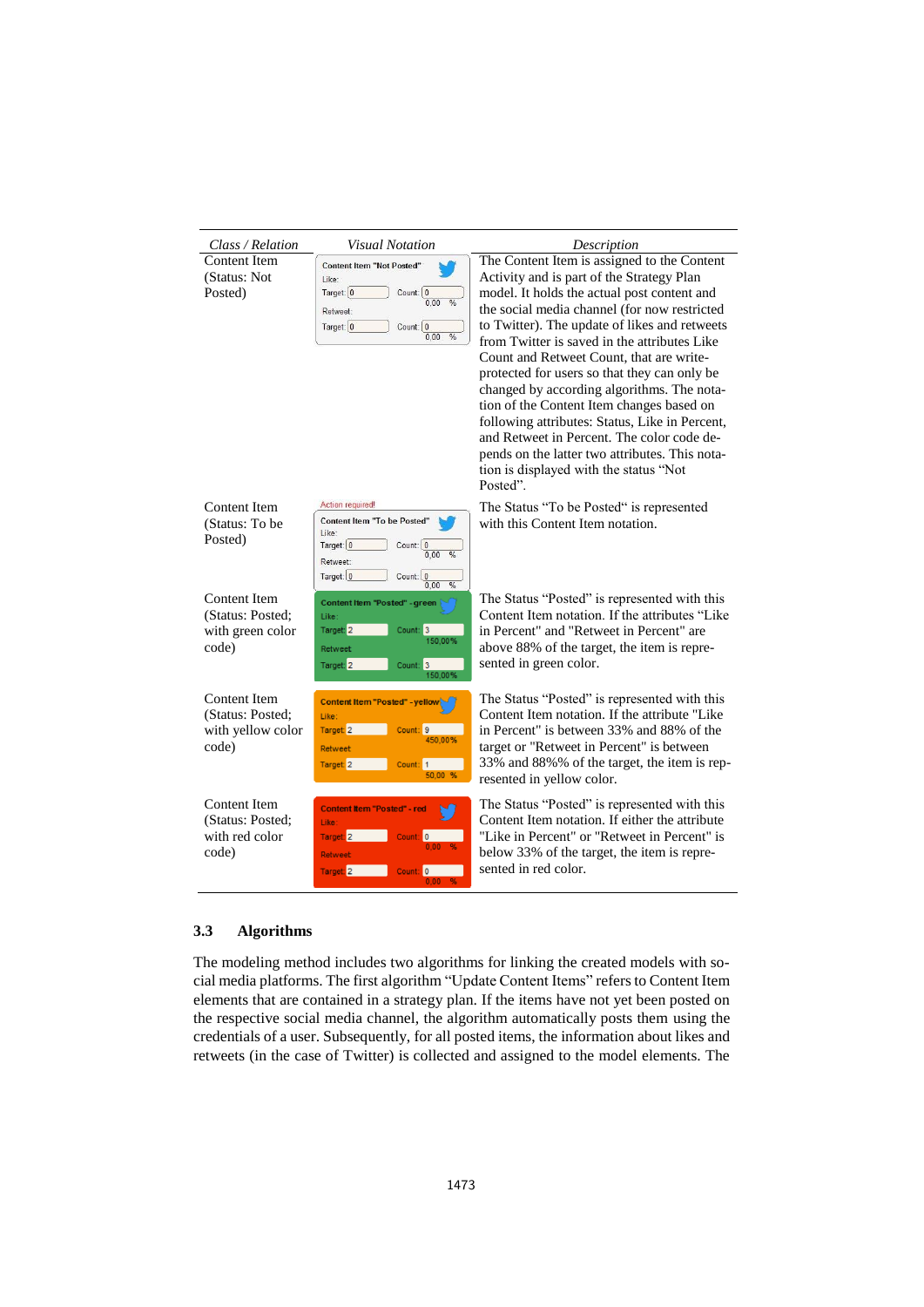| *Class / Relation* | *Visual Notation* | *Description* |
|---|---|---|
| Content Item (Status: Not Posted) | Content Item "Not Posted" Like: Target: 0 Count: 0 0,00 % Retweet: Target: 0 Count: 0 0,00 % | The Content Item is assigned to the Content Activity and is part of the Strategy Plan model. It holds the actual post content and the social media channel (for now restricted to Twitter). The update of likes and retweets from Twitter is saved in the attributes Like Count and Retweet Count, that are write-protected for users so that they can only be changed by according algorithms. The notation of the Content Item changes based on following attributes: Status, Like in Percent, and Retweet in Percent. The color code depends on the latter two attributes. This notation is displayed with the status "Not Posted". |
| Content Item (Status: To be Posted) | Action required! Content Item "To be Posted" Like: Target: 0 Count: 0 0,00 % Retweet: Target: 0 Count: 0 0,00 % | The Status "To be Posted" is represented with this Content Item notation. |
| Content Item (Status: Posted; with green color code) | Content Item "Posted" - green Like: Target: 2 Count: 3 150,00% Retweet Target: 2 Count: 3 150,00% | The Status "Posted" is represented with this Content Item notation. If the attributes "Like in Percent" and "Retweet in Percent" are above 88% of the target, the item is represented in green color. |
| Content Item (Status: Posted; with yellow color code) | Content Item "Posted" - yellow Like: Target: 2 Count: 9 450,00% Retweet Target: 2 Count: 1 50,00 % | The Status "Posted" is represented with this Content Item notation. If the attribute "Like in Percent" is between 33% and 88% of the target or "Retweet in Percent" is between 33% and 88%% of the target, the item is represented in yellow color. |
| Content Item (Status: Posted; with red color code) | Content Item "Posted" - red Like: Target: 2 Count: 0 0,00 % Retweet Target: 2 Count: 0 0,00 % | The Status "Posted" is represented with this Content Item notation. If either the attribute "Like in Percent" or "Retweet in Percent" is below 33% of the target, the item is represented in red color. |

### 3.3 Algorithms

The modeling method includes two algorithms for linking the created models with social media platforms. The first algorithm "Update Content Items" refers to Content Item elements that are contained in a strategy plan. If the items have not yet been posted on the respective social media channel, the algorithm automatically posts them using the credentials of a user. Subsequently, for all posted items, the information about likes and retweets (in the case of Twitter) is collected and assigned to the model elements. The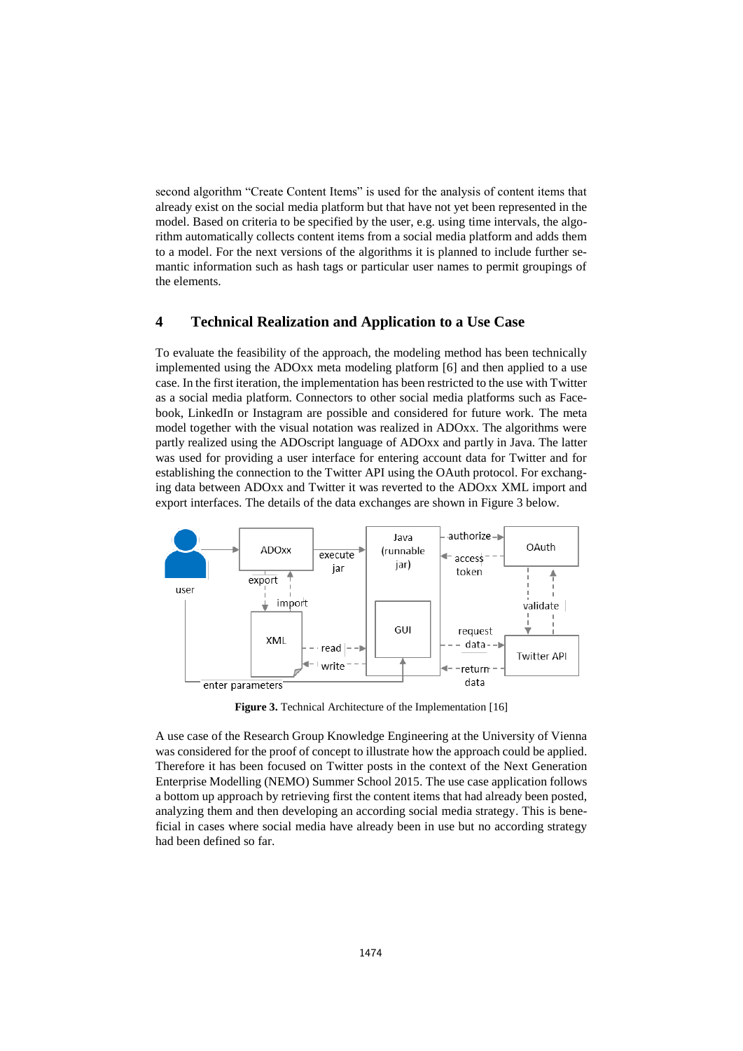second algorithm "Create Content Items" is used for the analysis of content items that already exist on the social media platform but that have not yet been represented in the model. Based on criteria to be specified by the user, e.g. using time intervals, the algorithm automatically collects content items from a social media platform and adds them to a model. For the next versions of the algorithms it is planned to include further semantic information such as hash tags or particular user names to permit groupings of the elements.

## 4 Technical Realization and Application to a Use Case

To evaluate the feasibility of the approach, the modeling method has been technically implemented using the ADOxx meta modeling platform [6] and then applied to a use case. In the first iteration, the implementation has been restricted to the use with Twitter as a social media platform. Connectors to other social media platforms such as Facebook, LinkedIn or Instagram are possible and considered for future work. The meta model together with the visual notation was realized in ADOxx. The algorithms were partly realized using the ADOscript language of ADOxx and partly in Java. The latter was used for providing a user interface for entering account data for Twitter and for establishing the connection to the Twitter API using the OAuth protocol. For exchanging data between ADOxx and Twitter it was reverted to the ADOxx XML import and export interfaces. The details of the data exchanges are shown in Figure 3 below.

user
ADOxx
execute jar
Java (runnable jar)
authorize
access token
OAuth
export
import
validate
XML
read
write
GUI
request data
return data
Twitter API
enter parameters

**Figure 3.** Technical Architecture of the Implementation [16]

A use case of the Research Group Knowledge Engineering at the University of Vienna was considered for the proof of concept to illustrate how the approach could be applied. Therefore it has been focused on Twitter posts in the context of the Next Generation Enterprise Modelling (NEMO) Summer School 2015. The use case application follows a bottom up approach by retrieving first the content items that had already been posted, analyzing them and then developing an according social media strategy. This is beneficial in cases where social media have already been in use but no according strategy had been defined so far.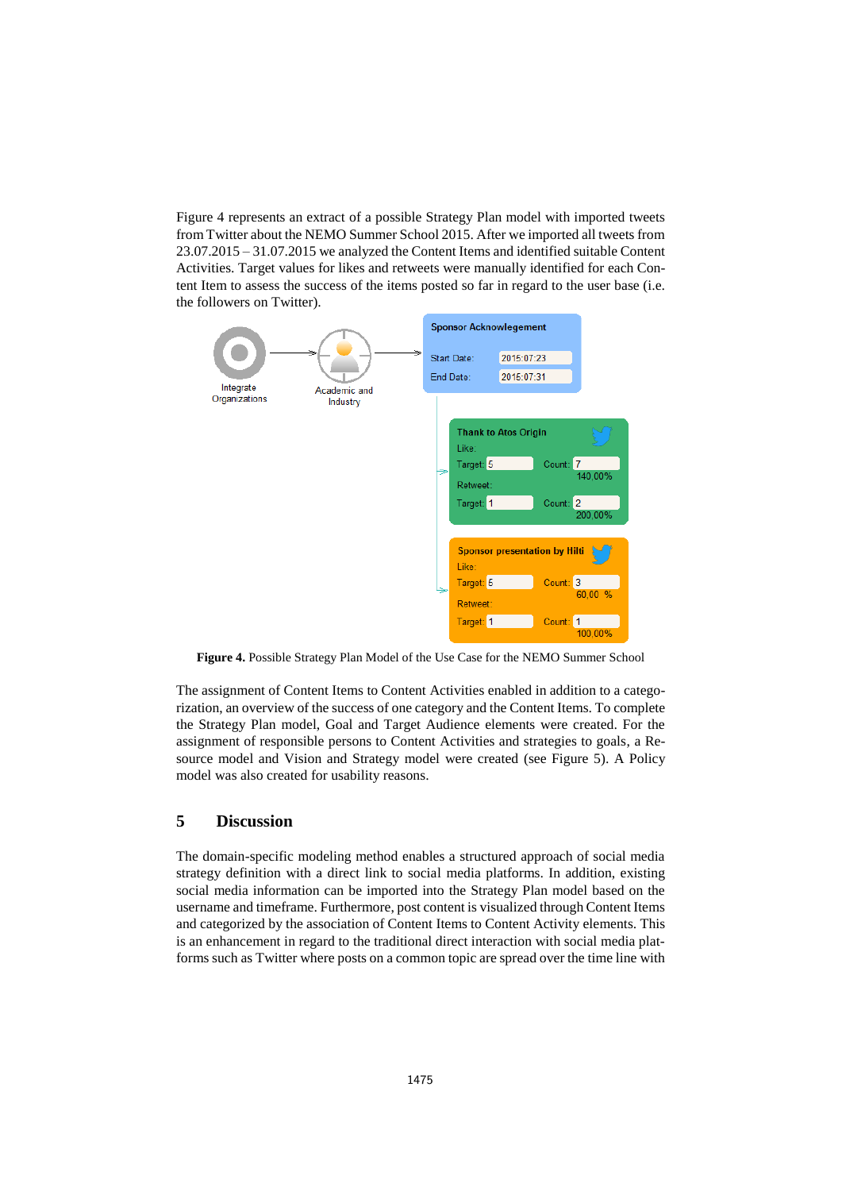Figure 4 represents an extract of a possible Strategy Plan model with imported tweets from Twitter about the NEMO Summer School 2015. After we imported all tweets from 23.07.2015 – 31.07.2015 we analyzed the Content Items and identified suitable Content Activities. Target values for likes and retweets were manually identified for each Content Item to assess the success of the items posted so far in regard to the user base (i.e. the followers on Twitter).

**Figure 4.** Possible Strategy Plan Model of the Use Case for the NEMO Summer School

The assignment of Content Items to Content Activities enabled in addition to a categorization, an overview of the success of one category and the Content Items. To complete the Strategy Plan model, Goal and Target Audience elements were created. For the assignment of responsible persons to Content Activities and strategies to goals, a Resource model and Vision and Strategy model were created (see Figure 5). A Policy model was also created for usability reasons.

## 5 Discussion

The domain-specific modeling method enables a structured approach of social media strategy definition with a direct link to social media platforms. In addition, existing social media information can be imported into the Strategy Plan model based on the username and timeframe. Furthermore, post content is visualized through Content Items and categorized by the association of Content Items to Content Activity elements. This is an enhancement in regard to the traditional direct interaction with social media platforms such as Twitter where posts on a common topic are spread over the time line with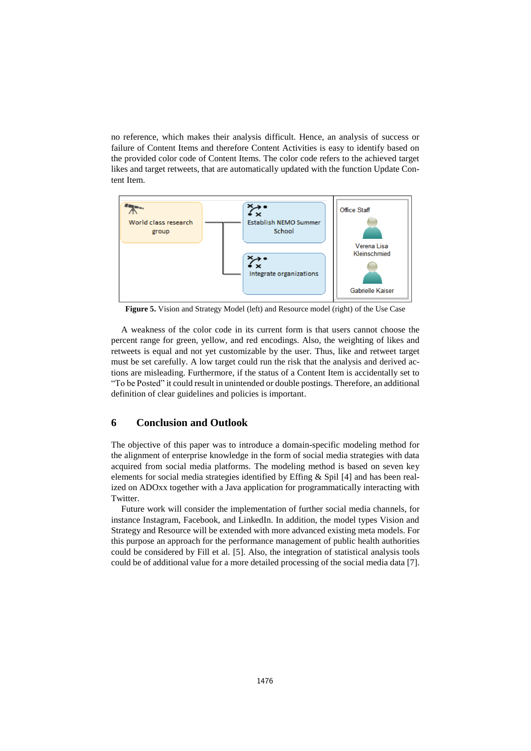no reference, which makes their analysis difficult. Hence, an analysis of success or failure of Content Items and therefore Content Activities is easy to identify based on the provided color code of Content Items. The color code refers to the achieved target likes and target retweets, that are automatically updated with the function Update Content Item.

**Figure 5.** Vision and Strategy Model (left) and Resource model (right) of the Use Case

A weakness of the color code in its current form is that users cannot choose the percent range for green, yellow, and red encodings. Also, the weighting of likes and retweets is equal and not yet customizable by the user. Thus, like and retweet target must be set carefully. A low target could run the risk that the analysis and derived actions are misleading. Furthermore, if the status of a Content Item is accidentally set to "To be Posted" it could result in unintended or double postings. Therefore, an additional definition of clear guidelines and policies is important.

## 6 Conclusion and Outlook

The objective of this paper was to introduce a domain-specific modeling method for the alignment of enterprise knowledge in the form of social media strategies with data acquired from social media platforms. The modeling method is based on seven key elements for social media strategies identified by Effing & Spil [4] and has been realized on ADOxx together with a Java application for programmatically interacting with Twitter.

Future work will consider the implementation of further social media channels, for instance Instagram, Facebook, and LinkedIn. In addition, the model types Vision and Strategy and Resource will be extended with more advanced existing meta models. For this purpose an approach for the performance management of public health authorities could be considered by Fill et al. [5]. Also, the integration of statistical analysis tools could be of additional value for a more detailed processing of the social media data [7].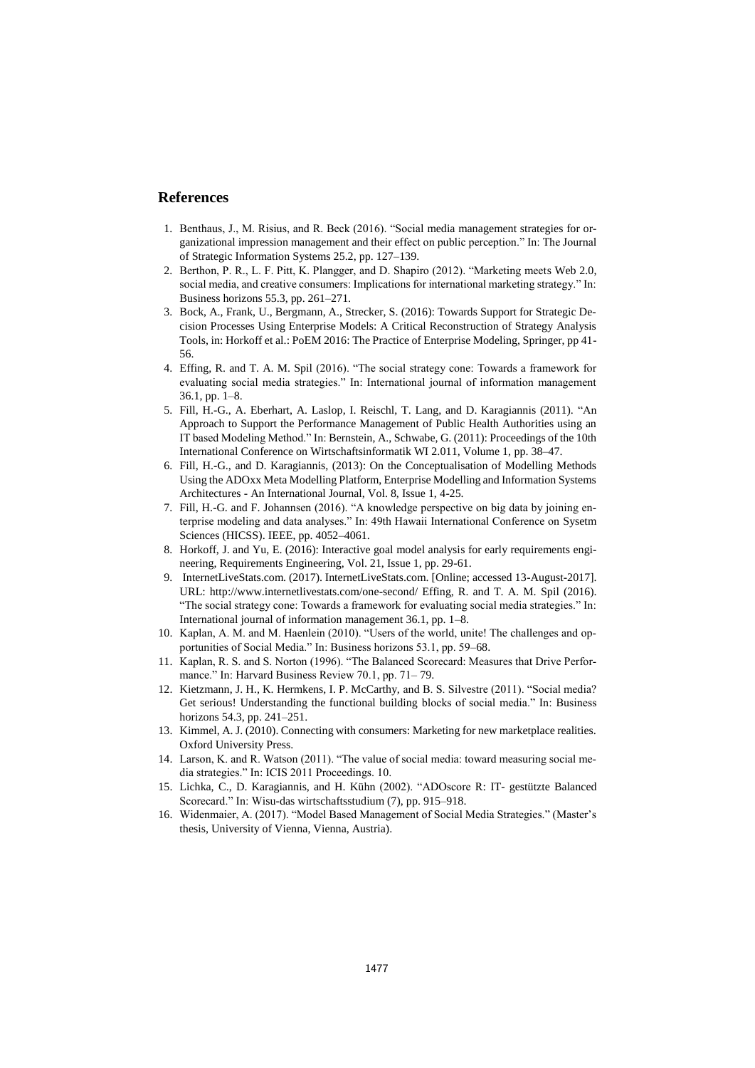## References

1. Benthaus, J., M. Risius, and R. Beck (2016). "Social media management strategies for organizational impression management and their effect on public perception." In: The Journal of Strategic Information Systems 25.2, pp. 127–139.
2. Berthon, P. R., L. F. Pitt, K. Plangger, and D. Shapiro (2012). "Marketing meets Web 2.0, social media, and creative consumers: Implications for international marketing strategy." In: Business horizons 55.3, pp. 261–271.
3. Bock, A., Frank, U., Bergmann, A., Strecker, S. (2016): Towards Support for Strategic Decision Processes Using Enterprise Models: A Critical Reconstruction of Strategy Analysis Tools, in: Horkoff et al.: PoEM 2016: The Practice of Enterprise Modeling, Springer, pp 41-56.
4. Effing, R. and T. A. M. Spil (2016). "The social strategy cone: Towards a framework for evaluating social media strategies." In: International journal of information management 36.1, pp. 1–8.
5. Fill, H.-G., A. Eberhart, A. Laslop, I. Reischl, T. Lang, and D. Karagiannis (2011). "An Approach to Support the Performance Management of Public Health Authorities using an IT based Modeling Method." In: Bernstein, A., Schwabe, G. (2011): Proceedings of the 10th International Conference on Wirtschaftsinformatik WI 2.011, Volume 1, pp. 38–47.
6. Fill, H.-G., and D. Karagiannis, (2013): On the Conceptualisation of Modelling Methods Using the ADOxx Meta Modelling Platform, Enterprise Modelling and Information Systems Architectures - An International Journal, Vol. 8, Issue 1, 4-25.
7. Fill, H.-G. and F. Johannsen (2016). "A knowledge perspective on big data by joining enterprise modeling and data analyses." In: 49th Hawaii International Conference on Sysetm Sciences (HICSS). IEEE, pp. 4052–4061.
8. Horkoff, J. and Yu, E. (2016): Interactive goal model analysis for early requirements engineering, Requirements Engineering, Vol. 21, Issue 1, pp. 29-61.
9. InternetLiveStats.com. (2017). InternetLiveStats.com. [Online; accessed 13-August-2017]. URL: http://www.internetlivestats.com/one-second/ Effing, R. and T. A. M. Spil (2016). "The social strategy cone: Towards a framework for evaluating social media strategies." In: International journal of information management 36.1, pp. 1–8.
10. Kaplan, A. M. and M. Haenlein (2010). "Users of the world, unite! The challenges and opportunities of Social Media." In: Business horizons 53.1, pp. 59–68.
11. Kaplan, R. S. and S. Norton (1996). "The Balanced Scorecard: Measures that Drive Performance." In: Harvard Business Review 70.1, pp. 71– 79.
12. Kietzmann, J. H., K. Hermkens, I. P. McCarthy, and B. S. Silvestre (2011). "Social media? Get serious! Understanding the functional building blocks of social media." In: Business horizons 54.3, pp. 241–251.
13. Kimmel, A. J. (2010). Connecting with consumers: Marketing for new marketplace realities. Oxford University Press.
14. Larson, K. and R. Watson (2011). "The value of social media: toward measuring social media strategies." In: ICIS 2011 Proceedings. 10.
15. Lichka, C., D. Karagiannis, and H. Kühn (2002). "ADOscore R: IT- gestützte Balanced Scorecard." In: Wisu-das wirtschaftsstudium (7), pp. 915–918.
16. Widenmaier, A. (2017). "Model Based Management of Social Media Strategies." (Master's thesis, University of Vienna, Vienna, Austria).